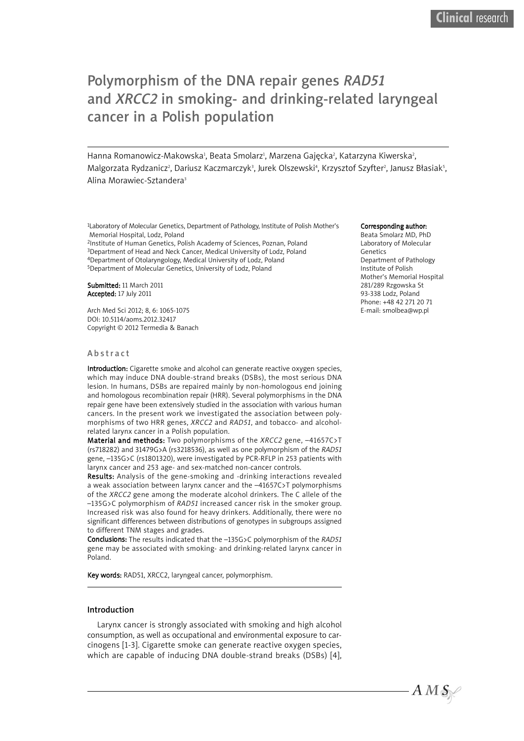# Polymorphism of the DNA repair genes *RAD51* and *XRCC2* in smoking- and drinking-related laryngeal cancer in a Polish population

Hanna Romanowicz-Makowska[1], Beata Smolarz[1], Marzena Gajęcka[2], Katarzyna Kiwerska[2], Malgorzata Rydzanicz[2], Dariusz Kaczmarczyk[3], Jurek Olszewski[4], Krzysztof Szyfter[2], Janusz Błasiak[5], Alina Morawiec-Sztandera[3]

[1]Laboratory of Molecular Genetics, Department of Pathology, Institute of Polish Mother's Memorial Hospital, Lodz, Poland
[2]Institute of Human Genetics, Polish Academy of Sciences, Poznan, Poland
[3]Department of Head and Neck Cancer, Medical University of Lodz, Poland
[4]Department of Otolaryngology, Medical University of Lodz, Poland
[5]Department of Molecular Genetics, University of Lodz, Poland

**Submitted:** 11 March 2011
**Accepted:** 17 July 2011

Arch Med Sci 2012; 8, 6: 1065-1075
DOI: 10.5114/aoms.2012.32417
Copyright © 2012 Termedia & Banach

**Corresponding author:**
Beata Smolarz MD, PhD
Laboratory of Molecular Genetics
Department of Pathology
Institute of Polish Mother's Memorial Hospital
281/289 Rzgowska St
93-338 Lodz, Poland
Phone: +48 42 271 20 71
E-mail: smolbea@wp.pl

## Abstract

**Introduction:** Cigarette smoke and alcohol can generate reactive oxygen species, which may induce DNA double-strand breaks (DSBs), the most serious DNA lesion. In humans, DSBs are repaired mainly by non-homologous end joining and homologous recombination repair (HRR). Several polymorphisms in the DNA repair gene have been extensively studied in the association with various human cancers. In the present work we investigated the association between polymorphisms of two HRR genes, *XRCC2* and *RAD51*, and tobacco- and alcohol-related larynx cancer in a Polish population.

**Material and methods:** Two polymorphisms of the *XRCC2* gene, –41657C>T (rs718282) and 31479G>A (rs3218536), as well as one polymorphism of the *RAD51* gene, –135G>C (rs1801320), were investigated by PCR-RFLP in 253 patients with larynx cancer and 253 age- and sex-matched non-cancer controls.

**Results:** Analysis of the gene-smoking and -drinking interactions revealed a weak association between larynx cancer and the –41657C>T polymorphisms of the *XRCC2* gene among the moderate alcohol drinkers. The C allele of the –135G>C polymorphism of *RAD51* increased cancer risk in the smoker group. Increased risk was also found for heavy drinkers. Additionally, there were no significant differences between distributions of genotypes in subgroups assigned to different TNM stages and grades.

**Conclusions:** The results indicated that the –135G>C polymorphism of the *RAD51* gene may be associated with smoking- and drinking-related larynx cancer in Poland.

**Key words:** RAD51, XRCC2, laryngeal cancer, polymorphism.

## Introduction

Larynx cancer is strongly associated with smoking and high alcohol consumption, as well as occupational and environmental exposure to carcinogens [1-3]. Cigarette smoke can generate reactive oxygen species, which are capable of inducing DNA double-strand breaks (DSBs) [4],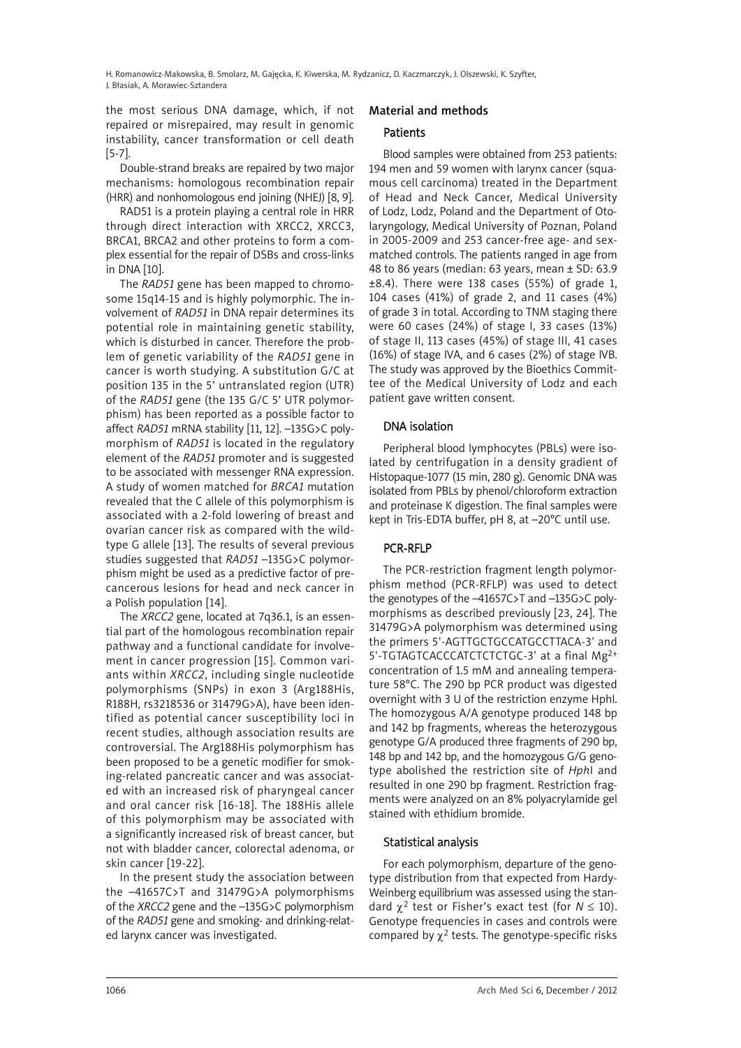the most serious DNA damage, which, if not repaired or misrepaired, may result in genomic instability, cancer transformation or cell death [5-7].

Double-strand breaks are repaired by two major mechanisms: homologous recombination repair (HRR) and nonhomologous end joining (NHEJ) [8, 9].

RAD51 is a protein playing a central role in HRR through direct interaction with XRCC2, XRCC3, BRCA1, BRCA2 and other proteins to form a complex essential for the repair of DSBs and cross-links in DNA [10].

The *RAD51* gene has been mapped to chromosome 15q14-15 and is highly polymorphic. The involvement of *RAD51* in DNA repair determines its potential role in maintaining genetic stability, which is disturbed in cancer. Therefore the problem of genetic variability of the *RAD51* gene in cancer is worth studying. A substitution G/C at position 135 in the 5' untranslated region (UTR) of the *RAD51* gene (the 135 G/C 5' UTR polymorphism) has been reported as a possible factor to affect *RAD51* mRNA stability [11, 12]. –135G>C polymorphism of *RAD51* is located in the regulatory element of the *RAD51* promoter and is suggested to be associated with messenger RNA expression. A study of women matched for *BRCA1* mutation revealed that the C allele of this polymorphism is associated with a 2-fold lowering of breast and ovarian cancer risk as compared with the wild-type G allele [13]. The results of several previous studies suggested that *RAD51* –135G>C polymorphism might be used as a predictive factor of precancerous lesions for head and neck cancer in a Polish population [14].

The *XRCC2* gene, located at 7q36.1, is an essential part of the homologous recombination repair pathway and a functional candidate for involvement in cancer progression [15]. Common variants within *XRCC2*, including single nucleotide polymorphisms (SNPs) in exon 3 (Arg188His, R188H, rs3218536 or 31479G>A), have been identified as potential cancer susceptibility loci in recent studies, although association results are controversial. The Arg188His polymorphism has been proposed to be a genetic modifier for smoking-related pancreatic cancer and was associated with an increased risk of pharyngeal cancer and oral cancer risk [16-18]. The 188His allele of this polymorphism may be associated with a significantly increased risk of breast cancer, but not with bladder cancer, colorectal adenoma, or skin cancer [19-22].

In the present study the association between the –41657C>T and 31479G>A polymorphisms of the *XRCC2* gene and the –135G>C polymorphism of the *RAD51* gene and smoking- and drinking-related larynx cancer was investigated.

## Material and methods

### Patients

Blood samples were obtained from 253 patients: 194 men and 59 women with larynx cancer (squamous cell carcinoma) treated in the Department of Head and Neck Cancer, Medical University of Lodz, Lodz, Poland and the Department of Otolaryngology, Medical University of Poznan, Poland in 2005-2009 and 253 cancer-free age- and sex-matched controls. The patients ranged in age from 48 to 86 years (median: 63 years, mean ± SD: 63.9 ±8.4). There were 138 cases (55%) of grade 1, 104 cases (41%) of grade 2, and 11 cases (4%) of grade 3 in total. According to TNM staging there were 60 cases (24%) of stage I, 33 cases (13%) of stage II, 113 cases (45%) of stage III, 41 cases (16%) of stage IVA, and 6 cases (2%) of stage IVB. The study was approved by the Bioethics Committee of the Medical University of Lodz and each patient gave written consent.

### DNA isolation

Peripheral blood lymphocytes (PBLs) were isolated by centrifugation in a density gradient of Histopaque-1077 (15 min, 280 g). Genomic DNA was isolated from PBLs by phenol/chloroform extraction and proteinase K digestion. The final samples were kept in Tris-EDTA buffer, pH 8, at –20°C until use.

### PCR-RFLP

The PCR-restriction fragment length polymorphism method (PCR-RFLP) was used to detect the genotypes of the –41657C>T and –135G>C polymorphisms as described previously [23, 24]. The 31479G>A polymorphism was determined using the primers 5'-AGTTGCTGCCATGCCTTACA-3' and 5'-TGTAGTCACCCATCTCTCTGC-3' at a final $Mg^{2+}$ concentration of 1.5 mM and annealing temperature 58°C. The 290 bp PCR product was digested overnight with 3 U of the restriction enzyme HphI. The homozygous A/A genotype produced 148 bp and 142 bp fragments, whereas the heterozygous genotype G/A produced three fragments of 290 bp, 148 bp and 142 bp, and the homozygous G/G genotype abolished the restriction site of *Hph*I and resulted in one 290 bp fragment. Restriction fragments were analyzed on an 8% polyacrylamide gel stained with ethidium bromide.

### Statistical analysis

For each polymorphism, departure of the genotype distribution from that expected from Hardy-Weinberg equilibrium was assessed using the standard $\chi^2$ test or Fisher's exact test (for $N \leq 10$). Genotype frequencies in cases and controls were compared by $\chi^2$ tests. The genotype-specific risks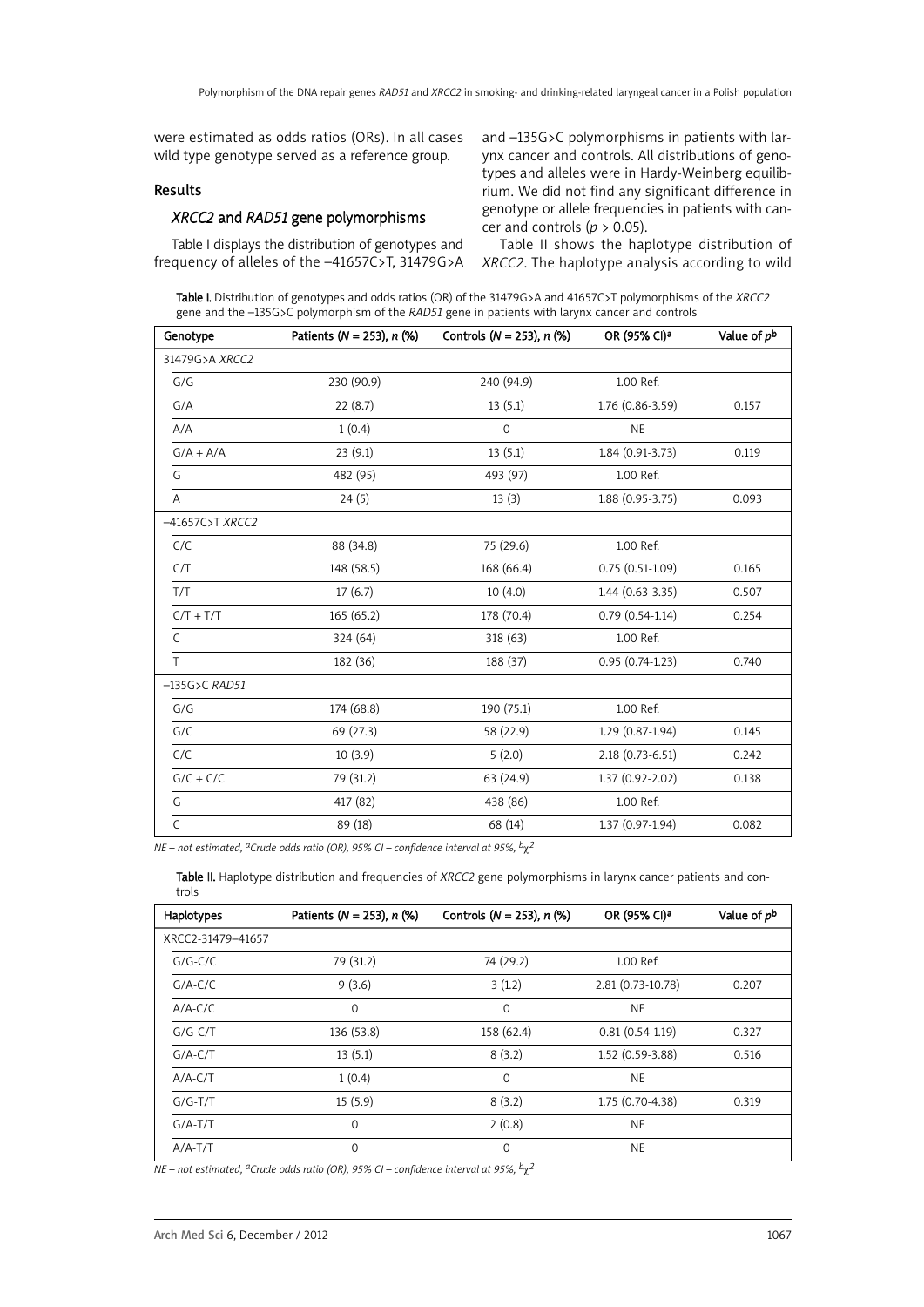were estimated as odds ratios (ORs). In all cases wild type genotype served as a reference group.

## Results

### *XRCC2* and *RAD51* gene polymorphisms

Table I displays the distribution of genotypes and frequency of alleles of the –41657C>T, 31479G>A and –135G>C polymorphisms in patients with larynx cancer and controls. All distributions of genotypes and alleles were in Hardy-Weinberg equilibrium. We did not find any significant difference in genotype or allele frequencies in patients with cancer and controls ($p > 0.05$).

Table II shows the haplotype distribution of *XRCC2*. The haplotype analysis according to wild

**Table I.** Distribution of genotypes and odds ratios (OR) of the 31479G>A and 41657C>T polymorphisms of the *XRCC2* gene and the –135G>C polymorphism of the *RAD51* gene in patients with larynx cancer and controls

| Genotype | Patients (*N* = 253), *n* (%) | Controls (*N* = 253), *n* (%) | OR (95% CI)[a] | Value of $p$[b] |
|---|---|---|---|---|
| 31479G>A *XRCC2* | | | | |
| G/G | 230 (90.9) | 240 (94.9) | 1.00 Ref. | |
| G/A | 22 (8.7) | 13 (5.1) | 1.76 (0.86-3.59) | 0.157 |
| A/A | 1 (0.4) | 0 | NE | |
| G/A + A/A | 23 (9.1) | 13 (5.1) | 1.84 (0.91-3.73) | 0.119 |
| G | 482 (95) | 493 (97) | 1.00 Ref. | |
| A | 24 (5) | 13 (3) | 1.88 (0.95-3.75) | 0.093 |
| –41657C>T *XRCC2* | | | | |
| C/C | 88 (34.8) | 75 (29.6) | 1.00 Ref. | |
| C/T | 148 (58.5) | 168 (66.4) | 0.75 (0.51-1.09) | 0.165 |
| T/T | 17 (6.7) | 10 (4.0) | 1.44 (0.63-3.35) | 0.507 |
| C/T + T/T | 165 (65.2) | 178 (70.4) | 0.79 (0.54-1.14) | 0.254 |
| C | 324 (64) | 318 (63) | 1.00 Ref. | |
| T | 182 (36) | 188 (37) | 0.95 (0.74-1.23) | 0.740 |
| –135G>C *RAD51* | | | | |
| G/G | 174 (68.8) | 190 (75.1) | 1.00 Ref. | |
| G/C | 69 (27.3) | 58 (22.9) | 1.29 (0.87-1.94) | 0.145 |
| C/C | 10 (3.9) | 5 (2.0) | 2.18 (0.73-6.51) | 0.242 |
| G/C + C/C | 79 (31.2) | 63 (24.9) | 1.37 (0.92-2.02) | 0.138 |
| G | 417 (82) | 438 (86) | 1.00 Ref. | |
| C | 89 (18) | 68 (14) | 1.37 (0.97-1.94) | 0.082 |

*NE – not estimated, [a]Crude odds ratio (OR), 95% CI – confidence interval at 95%, [b]$\chi^2$*

**Table II.** Haplotype distribution and frequencies of *XRCC2* gene polymorphisms in larynx cancer patients and controls

| Haplotypes | Patients (*N* = 253), *n* (%) | Controls (*N* = 253), *n* (%) | OR (95% CI)[a] | Value of $p$[b] |
|---|---|---|---|---|
| XRCC2-31479–41657 | | | | |
| G/G-C/C | 79 (31.2) | 74 (29.2) | 1.00 Ref. | |
| G/A-C/C | 9 (3.6) | 3 (1.2) | 2.81 (0.73-10.78) | 0.207 |
| A/A-C/C | 0 | 0 | NE | |
| G/G-C/T | 136 (53.8) | 158 (62.4) | 0.81 (0.54-1.19) | 0.327 |
| G/A-C/T | 13 (5.1) | 8 (3.2) | 1.52 (0.59-3.88) | 0.516 |
| A/A-C/T | 1 (0.4) | 0 | NE | |
| G/G-T/T | 15 (5.9) | 8 (3.2) | 1.75 (0.70-4.38) | 0.319 |
| G/A-T/T | 0 | 2 (0.8) | NE | |
| A/A-T/T | 0 | 0 | NE | |

*NE – not estimated, [a]Crude odds ratio (OR), 95% CI – confidence interval at 95%, [b]$\chi^2$*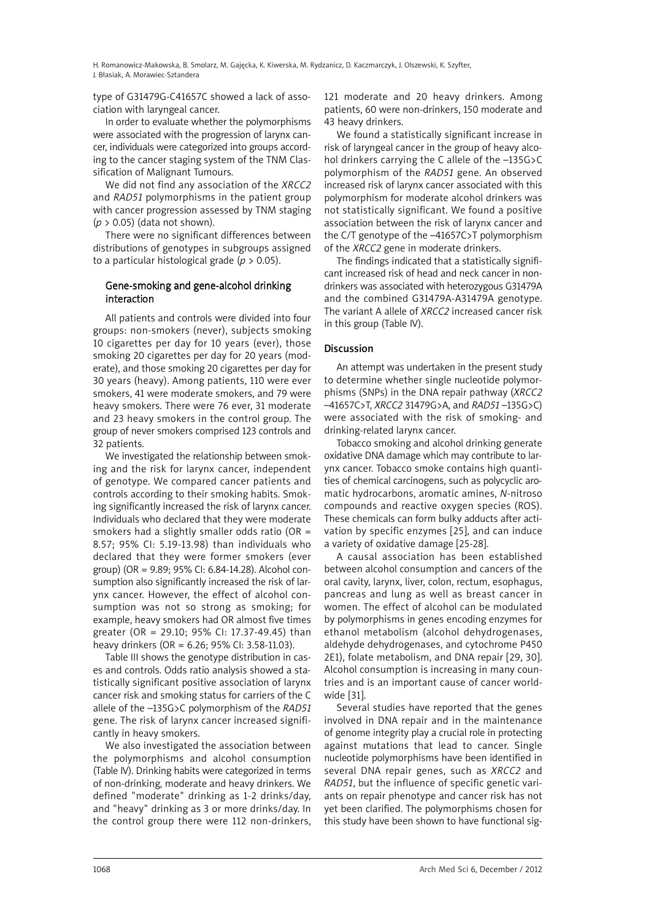type of G31479G-C41657C showed a lack of association with laryngeal cancer.

In order to evaluate whether the polymorphisms were associated with the progression of larynx cancer, individuals were categorized into groups according to the cancer staging system of the TNM Classification of Malignant Tumours.

We did not find any association of the *XRCC2* and *RAD51* polymorphisms in the patient group with cancer progression assessed by TNM staging ($p > 0.05$) (data not shown).

There were no significant differences between distributions of genotypes in subgroups assigned to a particular histological grade ($p > 0.05$).

### Gene-smoking and gene-alcohol drinking interaction

All patients and controls were divided into four groups: non-smokers (never), subjects smoking 10 cigarettes per day for 10 years (ever), those smoking 20 cigarettes per day for 20 years (moderate), and those smoking 20 cigarettes per day for 30 years (heavy). Among patients, 110 were ever smokers, 41 were moderate smokers, and 79 were heavy smokers. There were 76 ever, 31 moderate and 23 heavy smokers in the control group. The group of never smokers comprised 123 controls and 32 patients.

We investigated the relationship between smoking and the risk for larynx cancer, independent of genotype. We compared cancer patients and controls according to their smoking habits. Smoking significantly increased the risk of larynx cancer. Individuals who declared that they were moderate smokers had a slightly smaller odds ratio (OR = 8.57; 95% CI: 5.19-13.98) than individuals who declared that they were former smokers (ever group) (OR = 9.89; 95% CI: 6.84-14.28). Alcohol consumption also significantly increased the risk of larynx cancer. However, the effect of alcohol consumption was not so strong as smoking; for example, heavy smokers had OR almost five times greater (OR = 29.10; 95% CI: 17.37-49.45) than heavy drinkers (OR = 6.26; 95% CI: 3.58-11.03).

Table III shows the genotype distribution in cases and controls. Odds ratio analysis showed a statistically significant positive association of larynx cancer risk and smoking status for carriers of the C allele of the –135G>C polymorphism of the *RAD51* gene. The risk of larynx cancer increased significantly in heavy smokers.

We also investigated the association between the polymorphisms and alcohol consumption (Table IV). Drinking habits were categorized in terms of non-drinking, moderate and heavy drinkers. We defined "moderate" drinking as 1-2 drinks/day, and "heavy" drinking as 3 or more drinks/day. In the control group there were 112 non-drinkers, 121 moderate and 20 heavy drinkers. Among patients, 60 were non-drinkers, 150 moderate and 43 heavy drinkers.

We found a statistically significant increase in risk of laryngeal cancer in the group of heavy alcohol drinkers carrying the C allele of the –135G>C polymorphism of the *RAD51* gene. An observed increased risk of larynx cancer associated with this polymorphism for moderate alcohol drinkers was not statistically significant. We found a positive association between the risk of larynx cancer and the C/T genotype of the –41657C>T polymorphism of the *XRCC2* gene in moderate drinkers.

The findings indicated that a statistically significant increased risk of head and neck cancer in non-drinkers was associated with heterozygous G31479A and the combined G31479A-A31479A genotype. The variant A allele of *XRCC2* increased cancer risk in this group (Table IV).

## Discussion

An attempt was undertaken in the present study to determine whether single nucleotide polymorphisms (SNPs) in the DNA repair pathway (*XRCC2* –41657C>T, *XRCC2* 31479G>A, and *RAD51* –135G>C) were associated with the risk of smoking- and drinking-related larynx cancer.

Tobacco smoking and alcohol drinking generate oxidative DNA damage which may contribute to larynx cancer. Tobacco smoke contains high quantities of chemical carcinogens, such as polycyclic aromatic hydrocarbons, aromatic amines, *N*-nitroso compounds and reactive oxygen species (ROS). These chemicals can form bulky adducts after activation by specific enzymes [25], and can induce a variety of oxidative damage [25-28].

A causal association has been established between alcohol consumption and cancers of the oral cavity, larynx, liver, colon, rectum, esophagus, pancreas and lung as well as breast cancer in women. The effect of alcohol can be modulated by polymorphisms in genes encoding enzymes for ethanol metabolism (alcohol dehydrogenases, aldehyde dehydrogenases, and cytochrome P450 2E1), folate metabolism, and DNA repair [29, 30]. Alcohol consumption is increasing in many countries and is an important cause of cancer worldwide [31].

Several studies have reported that the genes involved in DNA repair and in the maintenance of genome integrity play a crucial role in protecting against mutations that lead to cancer. Single nucleotide polymorphisms have been identified in several DNA repair genes, such as *XRCC2* and *RAD51*, but the influence of specific genetic variants on repair phenotype and cancer risk has not yet been clarified. The polymorphisms chosen for this study have been shown to have functional sig-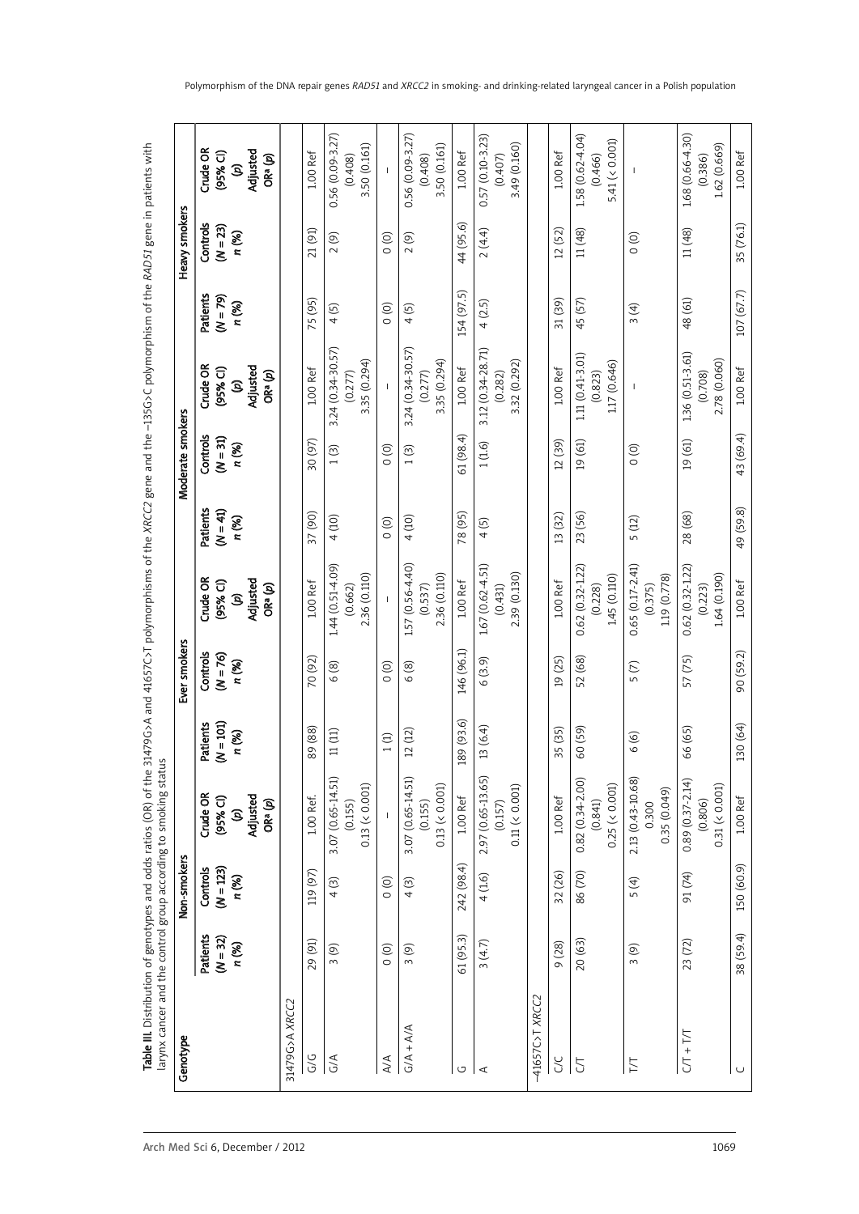**Table III.** Distribution of genotypes and odds ratios (OR) of the 31479G>A and 41657C>T polymorphisms of the *XRCC2* gene and the –135G>C polymorphism of the *RAD51* gene in patients with larynx cancer and the control group according to smoking status

| Genotype | Non-smokers | | | Ever smokers | | | Moderate smokers | | | Heavy smokers | | |
|---|---|---|---|---|---|---|---|---|---|---|---|---|
| | Patients (N = 32) n (%) | Controls (N = 123) n (%) | Crude OR (95% CI) (p) Adjusted OR[a] (p) | Patients (N = 101) n (%) | Controls (N = 76) n (%) | Crude OR (95% CI) (p) Adjusted OR[a] (p) | Patients (N = 41) n (%) | Controls (N = 31) n (%) | Crude OR (95% CI) (p) Adjusted OR[a] (p) | Patients (N = 79) n (%) | Controls (N = 23) n (%) | Crude OR (95% CI) (p) Adjusted OR[a] (p) |
| 31479G>A *XRCC2* | | | | | | | | | | | | |
| G/G | 29 (91) | 119 (97) | 1.00 Ref. | 89 (88) | 70 (92) | 1.00 Ref | 37 (90) | 30 (97) | 1.00 Ref | 75 (95) | 21 (91) | 1.00 Ref |
| G/A | 3 (9) | 4 (3) | 3.07 (0.65-14.51) (0.155) 0.13 (< 0.001) | 11 (11) | 6 (8) | 1.44 (0.51-4.09) (0.662) 2.36 (0.110) | 4 (10) | 1 (3) | 3.24 (0.34-30.57) (0.277) 3.35 (0.294) | 4 (5) | 2 (9) | 0.56 (0.09-3.27) (0.408) 3.50 (0.161) |
| A/A | 0 (0) | 0 (0) | – | 1 (1) | 0 (0) | – | 0 (0) | 0 (0) | – | 0 (0) | 0 (0) | – |
| G/A + A/A | 3 (9) | 4 (3) | 3.07 (0.65-14.51) (0.155) 0.13 (< 0.001) | 12 (12) | 6 (8) | 1.57 (0.56-4.40) (0.537) 2.36 (0.110) | 4 (10) | 1 (3) | 3.24 (0.34-30.57) (0.277) 3.35 (0.294) | 4 (5) | 2 (9) | 0.56 (0.09-3.27) (0.408) 3.50 (0.161) |
| G | 61 (95.3) | 242 (98.4) | 1.00 Ref | 189 (93.6) | 146 (96.1) | 1.00 Ref | 78 (95) | 61 (98.4) | 1.00 Ref | 154 (97.5) | 44 (95.6) | 1.00 Ref |
| A | 3 (4.7) | 4 (1.6) | 2.97 (0.65-13.65) (0.157) 0.11 (< 0.001) | 13 (6.4) | 6 (3.9) | 1.67 (0.62-4.51) (0.431) 2.39 (0.130) | 4 (5) | 1 (1.6) | 3.12 (0.34-28.71) (0.282) 3.32 (0.292) | 4 (2.5) | 2 (4.4) | 0.57 (0.10-3.23) (0.407) 3.49 (0.160) |
| –41657C>T *XRCC2* | | | | | | | | | | | | |
| C/C | 9 (28) | 32 (26) | 1.00 Ref | 35 (35) | 19 (25) | 1.00 Ref | 13 (32) | 12 (39) | 1.00 Ref | 31 (39) | 12 (52) | 1.00 Ref |
| C/T | 20 (63) | 86 (70) | 0.82 (0.34-2.00) (0.841) 0.25 (< 0.001) | 60 (59) | 52 (68) | 0.62 (0.32-1.22) (0.228) 1.45 (0.110) | 23 (56) | 19 (61) | 1.11 (0.41-3.01) (0.823) 1.17 (0.646) | 45 (57) | 11 (48) | 1.58 (0.62-4.04) (0.466) 5.41 (< 0.001) |
| T/T | 3 (9) | 5 (4) | 2.13 (0.43-10.68) 0.300 0.35 (0.049) | 6 (6) | 5 (7) | 0.65 (0.17-2.41) (0.375) 1.19 (0.778) | 5 (12) | 0 (0) | – | 3 (4) | 0 (0) | – |
| C/T + T/T | 23 (72) | 91 (74) | 0.89 (0.37-2.14) (0.806) 0.31 (< 0.001) | 66 (65) | 57 (75) | 0.62 (0.32-1.22) (0.223) 1.64 (0.190) | 28 (68) | 19 (61) | 1.36 (0.51-3.61) (0.708) 2.78 (0.060) | 48 (61) | 11 (48) | 1.68 (0.66-4.30) (0.386) 1.62 (0.669) |
| C | 38 (59.4) | 150 (60.9) | 1.00 Ref | 130 (64) | 90 (59.2) | 1.00 Ref | 49 (59.8) | 43 (69.4) | 1.00 Ref | 107 (67.7) | 35 (76.1) | 1.00 Ref |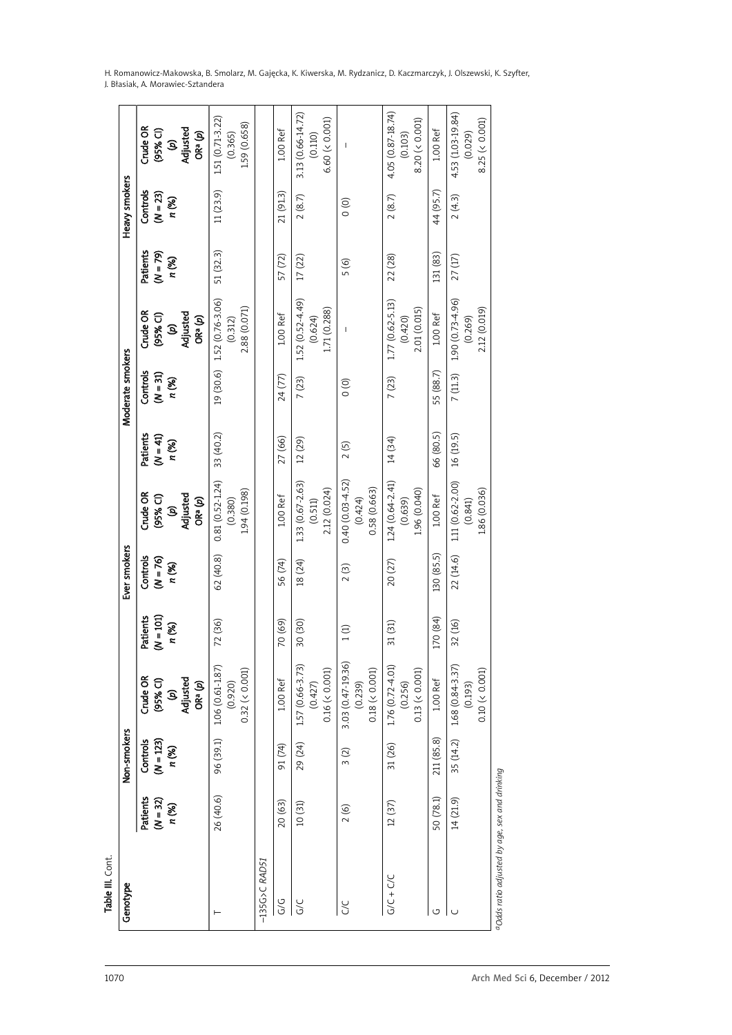**Table III.** Cont.

| Genotype | Non-smokers | | | Ever smokers | | | Moderate smokers | | | Heavy smokers | | |
|---|---|---|---|---|---|---|---|---|---|---|---|---|
| | Patients (*N* = 32) *n* (%) | Controls (*N* = 123) *n* (%) | Crude OR (95% CI) (*p*) Adjusted OR[a] (*p*) | Patients (*N* = 101) *n* (%) | Controls (*N* = 76) *n* (%) | Crude OR (95% CI) (*p*) Adjusted OR[a] (*p*) | Patients (*N* = 41) *n* (%) | Controls (*N* = 31) *n* (%) | Crude OR (95% CI) (*p*) Adjusted OR[a] (*p*) | Patients (*N* = 79) *n* (%) | Controls (*N* = 23) *n* (%) | Crude OR (95% CI) (*p*) Adjusted OR[a] (*p*) |
| T | 26 (40.6) | 96 (39.1) | 1.06 (0.61-1.87) (0.920) 0.32 (< 0.001) | 72 (36) | 62 (40.8) | 0.81 (0.52-1.24) (0.380) 1.94 (0.198) | 33 (40.2) | 19 (30.6) | 1.52 (0.76-3.06) (0.312) 2.88 (0.071) | 51 (32.3) | 11 (23.9) | 1.51 (0.71-3.22) (0.365) 1.59 (0.658) |
| –135G>C *RAD51* | | | | | | | | | | | | |
| G/G | 20 (63) | 91 (74) | 1.00 Ref | 70 (69) | 56 (74) | 1.00 Ref | 27 (66) | 24 (77) | 1.00 Ref | 57 (72) | 21 (91.3) | 1.00 Ref |
| G/C | 10 (31) | 29 (24) | 1.57 (0.66-3.73) (0.427) 0.16 (< 0.001) | 30 (30) | 18 (24) | 1.33 (0.67-2.63) (0.511) 2.12 (0.024) | 12 (29) | 7 (23) | 1.52 (0.52-4.49) (0.624) 1.71 (0.288) | 17 (22) | 2 (8.7) | 3.13 (0.66-14.72) (0.110) 6.60 (< 0.001) |
| C/C | 2 (6) | 3 (2) | 3.03 (0.47-19.36) (0.239) 0.18 (< 0.001) | 1 (1) | 2 (3) | 0.40 (0.03-4.52) (0.424) 0.58 (0.663) | 2 (5) | 0 (0) | – | 5 (6) | 0 (0) | – |
| G/C + C/C | 12 (37) | 31 (26) | 1.76 (0.72-4.01) (0.256) 0.13 (< 0.001) | 31 (31) | 20 (27) | 1.24 (0.64-2.41) (0.639) 1.96 (0.040) | 14 (34) | 7 (23) | 1.77 (0.62-5.13) (0.420) 2.01 (0.015) | 22 (28) | 2 (8.7) | 4.05 (0.87-18.74) (0.103) 8.20 (< 0.001) |
| G | 50 (78.1) | 211 (85.8) | 1.00 Ref | 170 (84) | 130 (85.5) | 1.00 Ref | 66 (80.5) | 55 (88.7) | 1.00 Ref | 131 (83) | 44 (95.7) | 1.00 Ref |
| C | 14 (21.9) | 35 (14.2) | 1.68 (0.84-3.37) (0.193) 0.10 (< 0.001) | 32 (16) | 22 (14.6) | 1.11 (0.62-2.00) (0.841) 1.86 (0.036) | 16 (19.5) | 7 (11.3) | 1.90 (0.73-4.96) (0.269) 2.12 (0.019) | 27 (17) | 2 (4.3) | 4.53 (1.03-19.84) (0.029) 8.25 (< 0.001) |

[a]*Odds ratio adjusted by age, sex and drinking*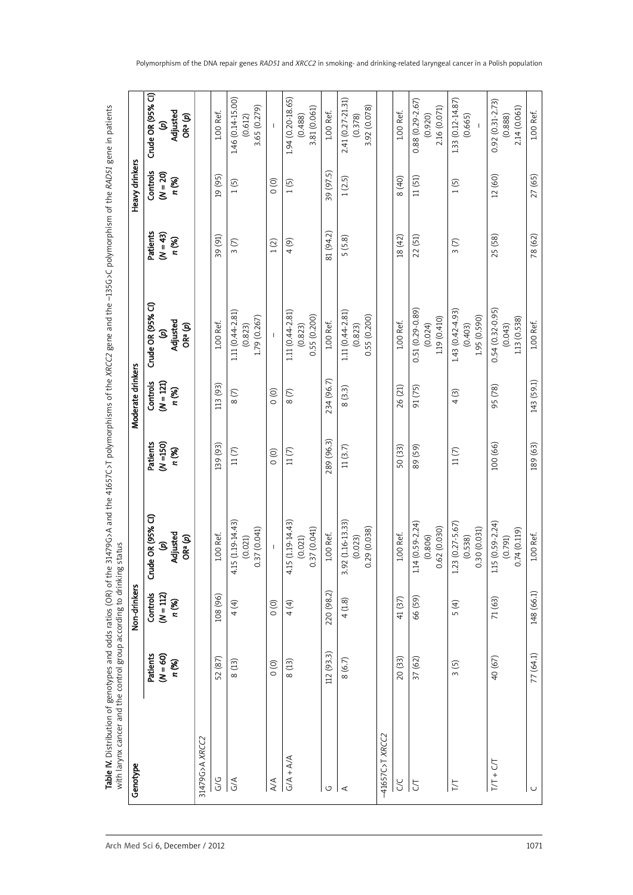**Table IV.** Distribution of genotypes and odds ratios (OR) of the 31479G>A and the 41657C>T polymorphisms of the *XRCC2* gene and the –135G>C polymorphism of the *RAD51* gene in patients with larynx cancer and the control group according to drinking status

| Genotype | Non-drinkers | | | Moderate drinkers | | | Heavy drinkers | | |
|---|---|---|---|---|---|---|---|---|---|
| | Patients (*N* = 60) *n* (%) | Controls (*N* = 112) *n* (%) | Crude OR (95% CI) (*p*) Adjusted OR[a] (*p*) | Patients (*N* =150) *n* (%) | Controls (*N* = 121) *n* (%) | Crude OR (95% CI) (*p*) Adjusted OR[a] (*p*) | Patients (*N* = 43) *n* (%) | Controls (*N* = 20) *n* (%) | Crude OR (95% CI) (*p*) Adjusted OR[a] (*p*) |
| 31479G>A *XRCC2* | | | | | | | | | |
| G/G | 52 (87) | 108 (96) | 1.00 Ref. | 139 (93) | 113 (93) | 1.00 Ref. | 39 (91) | 19 (95) | 1.00 Ref. |
| G/A | 8 (13) | 4 (4) | 4.15 (1.19-14.43) (0.021) 0.37 (0.041) | 11 (7) | 8 (7) | 1.11 (0.44-2.81) (0.823) 1.79 (0.267) | 3 (7) | 1 (5) | 1.46 (0.14-15.00) (0.612) 3.65 (0.279) |
| A/A | 0 (0) | 0 (0) | – | 0 (0) | 0 (0) | – | 1 (2) | 0 (0) | – |
| G/A + A/A | 8 (13) | 4 (4) | 4.15 (1.19-14.43) (0.021) 0.37 (0.041) | 11 (7) | 8 (7) | 1.11 (0.44-2.81) (0.823) 0.55 (0.200) | 4 (9) | 1 (5) | 1.94 (0.20-18.65) (0.488) 3.81 (0.061) |
| G | 112 (93.3) | 220 (98.2) | 1.00 Ref. | 289 (96.3) | 234 (96.7) | 1.00 Ref. | 81 (94.2) | 39 (97.5) | 1.00 Ref. |
| A | 8 (6.7) | 4 (1.8) | 3.92 (1.16-13.33) (0.023) 0.29 (0.038) | 11 (3.7) | 8 (3.3) | 1.11 (0.44-2.81) (0.823) 0.55 (0.200) | 5 (5.8) | 1 (2.5) | 2.41 (0.27-21.31) (0.378) 3.92 (0.078) |
| –41657C>T *XRCC2* | | | | | | | | | |
| C/C | 20 (33) | 41 (37) | 1.00 Ref. | 50 (33) | 26 (21) | 1.00 Ref. | 18 (42) | 8 (40) | 1.00 Ref. |
| C/T | 37 (62) | 66 (59) | 1.14 (0.59-2.24) (0.806) 0.62 (0.030) | 89 (59) | 91 (75) | 0.51 (0.29-0.89) (0.024) 1.19 (0.410) | 22 (51) | 11 (51) | 0.88 (0.29-2.67) (0.920) 2.16 (0.071) |
| T/T | 3 (5) | 5 (4) | 1.23 (0.27-5.67) (0.538) 0.30 (0.031) | 11 (7) | 4 (3) | 1.43 (0.42-4.93) (0.403) 1.95 (0.590) | 3 (7) | 1 (5) | 1.33 (0.12-14.87) (0.665) – |
| T/T + C/T | 40 (67) | 71 (63) | 1.15 (0.59-2.24) (0.791) 0.74 (0.119) | 100 (66) | 95 (78) | 0.54 (0.32-0.95) (0.043) 1.13 (0.538) | 25 (58) | 12 (60) | 0.92 (0.31-2.73) (0.888) 2.14 (0.061) |
| C | 77 (64.1) | 148 (66.1) | 1.00 Ref. | 189 (63) | 143 (59.1) | 1.00 Ref. | 78 (62) | 27 (65) | 1.00 Ref. |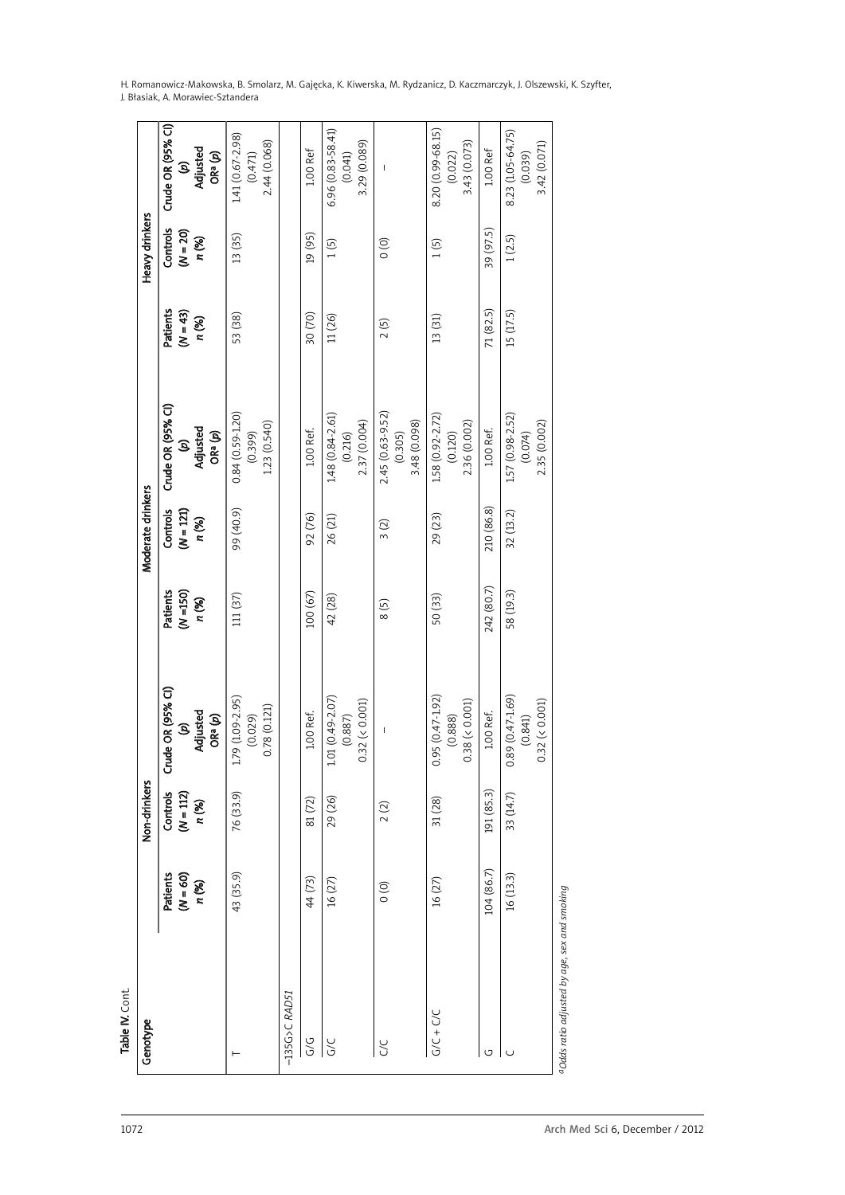**Table IV.** Cont.

| Genotype | Non-drinkers | | | Moderate drinkers | | | Heavy drinkers | | |
|---|---|---|---|---|---|---|---|---|---|
| | Patients ($N$ = 60) $n$ (%) | Controls ($N$ = 112) $n$ (%) | Crude OR (95% CI) ($p$) Adjusted OR[a] ($p$) | Patients ($N$ =150) $n$ (%) | Controls ($N$ = 121) $n$ (%) | Crude OR (95% CI) ($p$) Adjusted OR[a] ($p$) | Patients ($N$ = 43) $n$ (%) | Controls ($N$ = 20) $n$ (%) | Crude OR (95% CI) ($p$) Adjusted OR[a] ($p$) |
| T | 43 (35.9) | 76 (33.9) | 1.79 (1.09-2.95) (0.029) 0.78 (0.121) | 111 (37) | 99 (40.9) | 0.84 (0.59-1.20) (0.399) 1.23 (0.540) | 53 (38) | 13 (35) | 1.41 (0.67-2.98) (0.471) 2.44 (0.068) |
| –135G>C *RAD51* | | | | | | | | | |
| G/G | 44 (73) | 81 (72) | 1.00 Ref. | 100 (67) | 92 (76) | 1.00 Ref. | 30 (70) | 19 (95) | 1.00 Ref |
| G/C | 16 (27) | 29 (26) | 1.01 (0.49-2.07) (0.887) 0.32 (< 0.001) | 42 (28) | 26 (21) | 1.48 (0.84-2.61) (0.216) 2.37 (0.004) | 11 (26) | 1 (5) | 6.96 (0.83-58.41) (0.041) 3.29 (0.089) |
| C/C | 0 (0) | 2 (2) | – | 8 (5) | 3 (2) | 2.45 (0.63-9.52) (0.305) 3.48 (0.098) | 2 (5) | 0 (0) | – |
| G/C + C/C | 16 (27) | 31 (28) | 0.95 (0.47-1.92) (0.888) 0.38 (< 0.001) | 50 (33) | 29 (23) | 1.58 (0.92-2.72) (0.120) 2.36 (0.002) | 13 (31) | 1 (5) | 8.20 (0.99-68.15) (0.022) 3.43 (0.073) |
| G | 104 (86.7) | 191 (85.3) | 1.00 Ref. | 242 (80.7) | 210 (86.8) | 1.00 Ref. | 71 (82.5) | 39 (97.5) | 1.00 Ref |
| C | 16 (13.3) | 33 (14.7) | 0.89 (0.47-1.69) (0.841) 0.32 (< 0.001) | 58 (19.3) | 32 (13.2) | 1.57 (0.98-2.52) (0.074) 2.35 (0.002) | 15 (17.5) | 1 (2.5) | 8.23 (1.05-64.75) (0.039) 3.42 (0.071) |

[a]*Odds ratio adjusted by age, sex and smoking*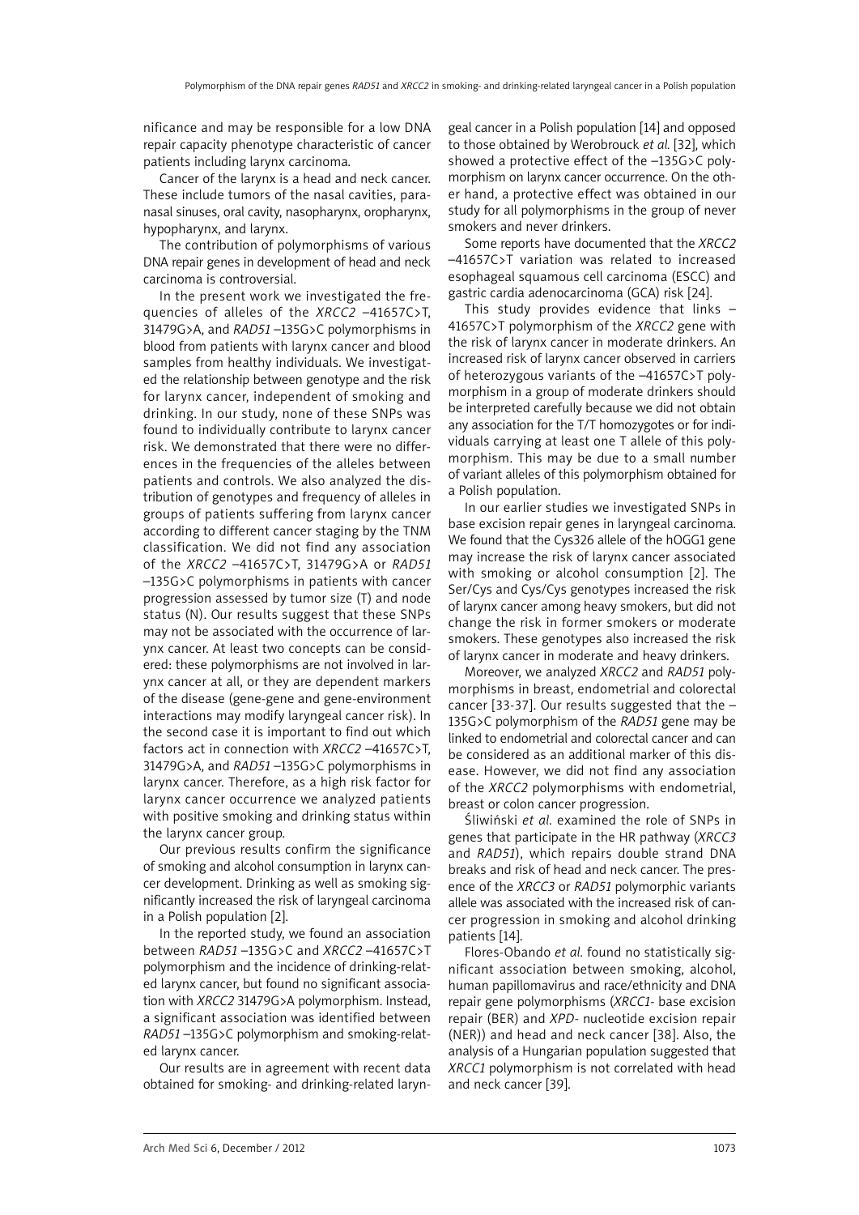nificance and may be responsible for a low DNA repair capacity phenotype characteristic of cancer patients including larynx carcinoma.

Cancer of the larynx is a head and neck cancer. These include tumors of the nasal cavities, paranasal sinuses, oral cavity, nasopharynx, oropharynx, hypopharynx, and larynx.

The contribution of polymorphisms of various DNA repair genes in development of head and neck carcinoma is controversial.

In the present work we investigated the frequencies of alleles of the *XRCC2* –41657C>T, 31479G>A, and *RAD51* –135G>C polymorphisms in blood from patients with larynx cancer and blood samples from healthy individuals. We investigated the relationship between genotype and the risk for larynx cancer, independent of smoking and drinking. In our study, none of these SNPs was found to individually contribute to larynx cancer risk. We demonstrated that there were no differences in the frequencies of the alleles between patients and controls. We also analyzed the distribution of genotypes and frequency of alleles in groups of patients suffering from larynx cancer according to different cancer staging by the TNM classification. We did not find any association of the *XRCC2* –41657C>T, 31479G>A or *RAD51* –135G>C polymorphisms in patients with cancer progression assessed by tumor size (T) and node status (N). Our results suggest that these SNPs may not be associated with the occurrence of larynx cancer. At least two concepts can be considered: these polymorphisms are not involved in larynx cancer at all, or they are dependent markers of the disease (gene-gene and gene-environment interactions may modify laryngeal cancer risk). In the second case it is important to find out which factors act in connection with *XRCC2* –41657C>T, 31479G>A, and *RAD51* –135G>C polymorphisms in larynx cancer. Therefore, as a high risk factor for larynx cancer occurrence we analyzed patients with positive smoking and drinking status within the larynx cancer group.

Our previous results confirm the significance of smoking and alcohol consumption in larynx cancer development. Drinking as well as smoking significantly increased the risk of laryngeal carcinoma in a Polish population [2].

In the reported study, we found an association between *RAD51* –135G>C and *XRCC2* –41657C>T polymorphism and the incidence of drinking-related larynx cancer, but found no significant association with *XRCC2* 31479G>A polymorphism. Instead, a significant association was identified between *RAD51* –135G>C polymorphism and smoking-related larynx cancer.

Our results are in agreement with recent data obtained for smoking- and drinking-related laryngeal cancer in a Polish population [14] and opposed to those obtained by Werobrouck *et al.* [32], which showed a protective effect of the –135G>C polymorphism on larynx cancer occurrence. On the other hand, a protective effect was obtained in our study for all polymorphisms in the group of never smokers and never drinkers.

Some reports have documented that the *XRCC2* –41657C>T variation was related to increased esophageal squamous cell carcinoma (ESCC) and gastric cardia adenocarcinoma (GCA) risk [24].

This study provides evidence that links – 41657C>T polymorphism of the *XRCC2* gene with the risk of larynx cancer in moderate drinkers. An increased risk of larynx cancer observed in carriers of heterozygous variants of the –41657C>T polymorphism in a group of moderate drinkers should be interpreted carefully because we did not obtain any association for the T/T homozygotes or for individuals carrying at least one T allele of this polymorphism. This may be due to a small number of variant alleles of this polymorphism obtained for a Polish population.

In our earlier studies we investigated SNPs in base excision repair genes in laryngeal carcinoma. We found that the Cys326 allele of the hOGG1 gene may increase the risk of larynx cancer associated with smoking or alcohol consumption [2]. The Ser/Cys and Cys/Cys genotypes increased the risk of larynx cancer among heavy smokers, but did not change the risk in former smokers or moderate smokers. These genotypes also increased the risk of larynx cancer in moderate and heavy drinkers.

Moreover, we analyzed *XRCC2* and *RAD51* polymorphisms in breast, endometrial and colorectal cancer [33-37]. Our results suggested that the – 135G>C polymorphism of the *RAD51* gene may be linked to endometrial and colorectal cancer and can be considered as an additional marker of this disease. However, we did not find any association of the *XRCC2* polymorphisms with endometrial, breast or colon cancer progression.

Śliwiński *et al.* examined the role of SNPs in genes that participate in the HR pathway (*XRCC3* and *RAD51*), which repairs double strand DNA breaks and risk of head and neck cancer. The presence of the *XRCC3* or *RAD51* polymorphic variants allele was associated with the increased risk of cancer progression in smoking and alcohol drinking patients [14].

Flores-Obando *et al.* found no statistically significant association between smoking, alcohol, human papillomavirus and race/ethnicity and DNA repair gene polymorphisms (*XRCC1*- base excision repair (BER) and *XPD*- nucleotide excision repair (NER)) and head and neck cancer [38]. Also, the analysis of a Hungarian population suggested that *XRCC1* polymorphism is not correlated with head and neck cancer [39].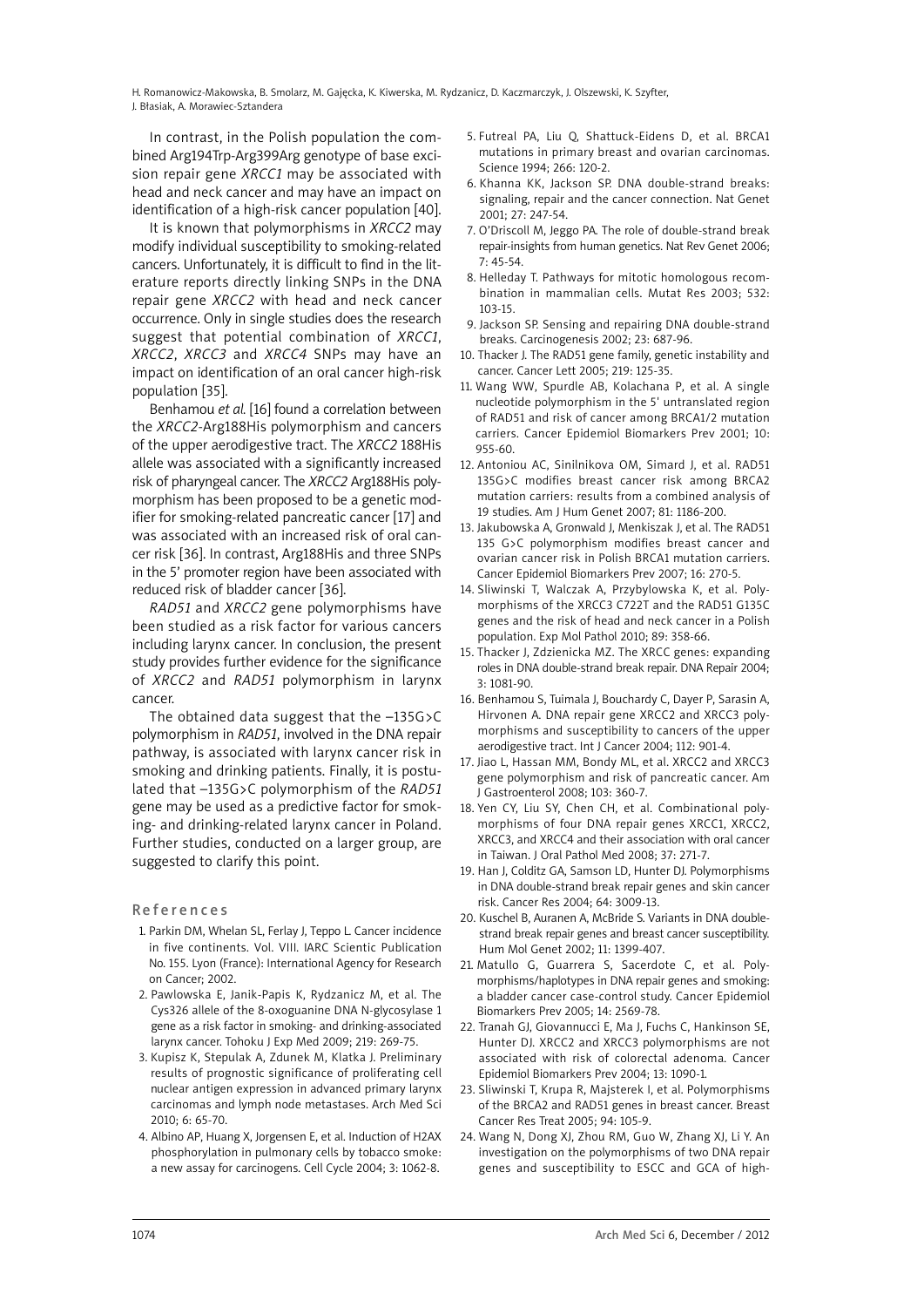In contrast, in the Polish population the combined Arg194Trp-Arg399Arg genotype of base excision repair gene *XRCC1* may be associated with head and neck cancer and may have an impact on identification of a high-risk cancer population [40].

It is known that polymorphisms in *XRCC2* may modify individual susceptibility to smoking-related cancers. Unfortunately, it is difficult to find in the literature reports directly linking SNPs in the DNA repair gene *XRCC2* with head and neck cancer occurrence. Only in single studies does the research suggest that potential combination of *XRCC1*, *XRCC2*, *XRCC3* and *XRCC4* SNPs may have an impact on identification of an oral cancer high-risk population [35].

Benhamou *et al.* [16] found a correlation between the *XRCC2*-Arg188His polymorphism and cancers of the upper aerodigestive tract. The *XRCC2* 188His allele was associated with a significantly increased risk of pharyngeal cancer. The *XRCC2* Arg188His polymorphism has been proposed to be a genetic modifier for smoking-related pancreatic cancer [17] and was associated with an increased risk of oral cancer risk [36]. In contrast, Arg188His and three SNPs in the 5' promoter region have been associated with reduced risk of bladder cancer [36].

*RAD51* and *XRCC2* gene polymorphisms have been studied as a risk factor for various cancers including larynx cancer. In conclusion, the present study provides further evidence for the significance of *XRCC2* and *RAD51* polymorphism in larynx cancer.

The obtained data suggest that the –135G>C polymorphism in *RAD51*, involved in the DNA repair pathway, is associated with larynx cancer risk in smoking and drinking patients. Finally, it is postulated that –135G>C polymorphism of the *RAD51* gene may be used as a predictive factor for smoking- and drinking-related larynx cancer in Poland. Further studies, conducted on a larger group, are suggested to clarify this point.

## References

1. Parkin DM, Whelan SL, Ferlay J, Teppo L. Cancer incidence in five continents. Vol. VIII. IARC Scientic Publication No. 155. Lyon (France): International Agency for Research on Cancer; 2002.
2. Pawlowska E, Janik-Papis K, Rydzanicz M, et al. The Cys326 allele of the 8-oxoguanine DNA N-glycosylase 1 gene as a risk factor in smoking- and drinking-associated larynx cancer. Tohoku J Exp Med 2009; 219: 269-75.
3. Kupisz K, Stepulak A, Zdunek M, Klatka J. Preliminary results of prognostic significance of proliferating cell nuclear antigen expression in advanced primary larynx carcinomas and lymph node metastases. Arch Med Sci 2010; 6: 65-70.
4. Albino AP, Huang X, Jorgensen E, et al. Induction of H2AX phosphorylation in pulmonary cells by tobacco smoke: a new assay for carcinogens. Cell Cycle 2004; 3: 1062-8.
5. Futreal PA, Liu Q, Shattuck-Eidens D, et al. BRCA1 mutations in primary breast and ovarian carcinomas. Science 1994; 266: 120-2.
6. Khanna KK, Jackson SP. DNA double-strand breaks: signaling, repair and the cancer connection. Nat Genet 2001; 27: 247-54.
7. O'Driscoll M, Jeggo PA. The role of double-strand break repair-insights from human genetics. Nat Rev Genet 2006; 7: 45-54.
8. Helleday T. Pathways for mitotic homologous recombination in mammalian cells. Mutat Res 2003; 532: 103-15.
9. Jackson SP. Sensing and repairing DNA double-strand breaks. Carcinogenesis 2002; 23: 687-96.
10. Thacker J. The RAD51 gene family, genetic instability and cancer. Cancer Lett 2005; 219: 125-35.
11. Wang WW, Spurdle AB, Kolachana P, et al. A single nucleotide polymorphism in the 5' untranslated region of RAD51 and risk of cancer among BRCA1/2 mutation carriers. Cancer Epidemiol Biomarkers Prev 2001; 10: 955-60.
12. Antoniou AC, Sinilnikova OM, Simard J, et al. RAD51 135G>C modifies breast cancer risk among BRCA2 mutation carriers: results from a combined analysis of 19 studies. Am J Hum Genet 2007; 81: 1186-200.
13. Jakubowska A, Gronwald J, Menkiszak J, et al. The RAD51 135 G>C polymorphism modifies breast cancer and ovarian cancer risk in Polish BRCA1 mutation carriers. Cancer Epidemiol Biomarkers Prev 2007; 16: 270-5.
14. Sliwinski T, Walczak A, Przybylowska K, et al. Polymorphisms of the XRCC3 C722T and the RAD51 G135C genes and the risk of head and neck cancer in a Polish population. Exp Mol Pathol 2010; 89: 358-66.
15. Thacker J, Zdzienicka MZ. The XRCC genes: expanding roles in DNA double-strand break repair. DNA Repair 2004; 3: 1081-90.
16. Benhamou S, Tuimala J, Bouchardy C, Dayer P, Sarasin A, Hirvonen A. DNA repair gene XRCC2 and XRCC3 polymorphisms and susceptibility to cancers of the upper aerodigestive tract. Int J Cancer 2004; 112: 901-4.
17. Jiao L, Hassan MM, Bondy ML, et al. XRCC2 and XRCC3 gene polymorphism and risk of pancreatic cancer. Am J Gastroenterol 2008; 103: 360-7.
18. Yen CY, Liu SY, Chen CH, et al. Combinational polymorphisms of four DNA repair genes XRCC1, XRCC2, XRCC3, and XRCC4 and their association with oral cancer in Taiwan. J Oral Pathol Med 2008; 37: 271-7.
19. Han J, Colditz GA, Samson LD, Hunter DJ. Polymorphisms in DNA double-strand break repair genes and skin cancer risk. Cancer Res 2004; 64: 3009-13.
20. Kuschel B, Auranen A, McBride S. Variants in DNA double-strand break repair genes and breast cancer susceptibility. Hum Mol Genet 2002; 11: 1399-407.
21. Matullo G, Guarrera S, Sacerdote C, et al. Polymorphisms/haplotypes in DNA repair genes and smoking: a bladder cancer case-control study. Cancer Epidemiol Biomarkers Prev 2005; 14: 2569-78.
22. Tranah GJ, Giovannucci E, Ma J, Fuchs C, Hankinson SE, Hunter DJ. XRCC2 and XRCC3 polymorphisms are not associated with risk of colorectal adenoma. Cancer Epidemiol Biomarkers Prev 2004; 13: 1090-1.
23. Sliwinski T, Krupa R, Majsterek I, et al. Polymorphisms of the BRCA2 and RAD51 genes in breast cancer. Breast Cancer Res Treat 2005; 94: 105-9.
24. Wang N, Dong XJ, Zhou RM, Guo W, Zhang XJ, Li Y. An investigation on the polymorphisms of two DNA repair genes and susceptibility to ESCC and GCA of high-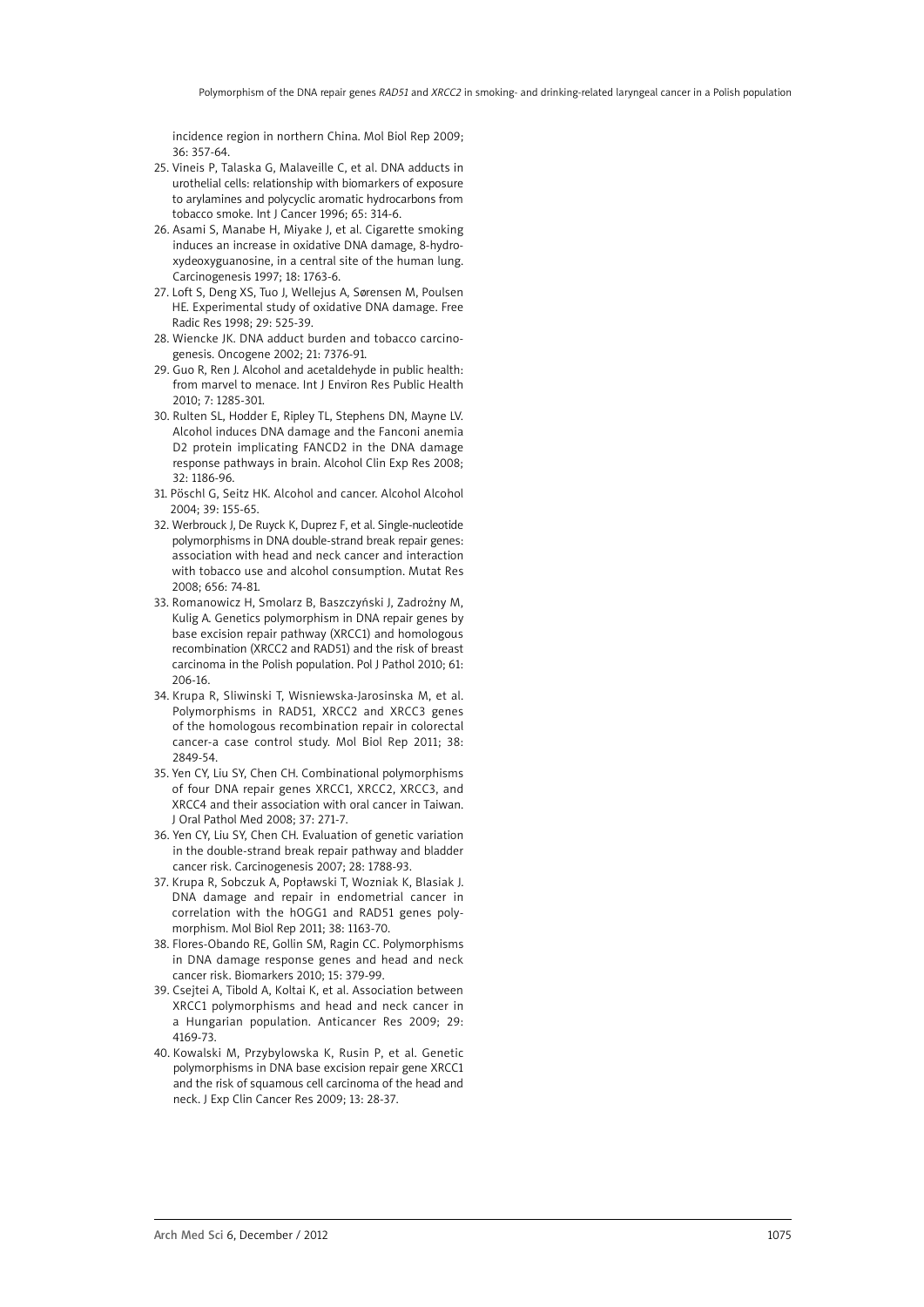incidence region in northern China. Mol Biol Rep 2009; 36: 357-64.

25. Vineis P, Talaska G, Malaveille C, et al. DNA adducts in urothelial cells: relationship with biomarkers of exposure to arylamines and polycyclic aromatic hydrocarbons from tobacco smoke. Int J Cancer 1996; 65: 314-6.
26. Asami S, Manabe H, Miyake J, et al. Cigarette smoking induces an increase in oxidative DNA damage, 8-hydroxydeoxyguanosine, in a central site of the human lung. Carcinogenesis 1997; 18: 1763-6.
27. Loft S, Deng XS, Tuo J, Wellejus A, Sørensen M, Poulsen HE. Experimental study of oxidative DNA damage. Free Radic Res 1998; 29: 525-39.
28. Wiencke JK. DNA adduct burden and tobacco carcinogenesis. Oncogene 2002; 21: 7376-91.
29. Guo R, Ren J. Alcohol and acetaldehyde in public health: from marvel to menace. Int J Environ Res Public Health 2010; 7: 1285-301.
30. Rulten SL, Hodder E, Ripley TL, Stephens DN, Mayne LV. Alcohol induces DNA damage and the Fanconi anemia D2 protein implicating FANCD2 in the DNA damage response pathways in brain. Alcohol Clin Exp Res 2008; 32: 1186-96.
31. Pöschl G, Seitz HK. Alcohol and cancer. Alcohol Alcohol 2004; 39: 155-65.
32. Werbrouck J, De Ruyck K, Duprez F, et al. Single-nucleotide polymorphisms in DNA double-strand break repair genes: association with head and neck cancer and interaction with tobacco use and alcohol consumption. Mutat Res 2008; 656: 74-81.
33. Romanowicz H, Smolarz B, Baszczyński J, Zadrożny M, Kulig A. Genetics polymorphism in DNA repair genes by base excision repair pathway (XRCC1) and homologous recombination (XRCC2 and RAD51) and the risk of breast carcinoma in the Polish population. Pol J Pathol 2010; 61: 206-16.
34. Krupa R, Sliwinski T, Wisniewska-Jarosinska M, et al. Polymorphisms in RAD51, XRCC2 and XRCC3 genes of the homologous recombination repair in colorectal cancer-a case control study. Mol Biol Rep 2011; 38: 2849-54.
35. Yen CY, Liu SY, Chen CH. Combinational polymorphisms of four DNA repair genes XRCC1, XRCC2, XRCC3, and XRCC4 and their association with oral cancer in Taiwan. J Oral Pathol Med 2008; 37: 271-7.
36. Yen CY, Liu SY, Chen CH. Evaluation of genetic variation in the double-strand break repair pathway and bladder cancer risk. Carcinogenesis 2007; 28: 1788-93.
37. Krupa R, Sobczuk A, Popławski T, Wozniak K, Blasiak J. DNA damage and repair in endometrial cancer in correlation with the hOGG1 and RAD51 genes polymorphism. Mol Biol Rep 2011; 38: 1163-70.
38. Flores-Obando RE, Gollin SM, Ragin CC. Polymorphisms in DNA damage response genes and head and neck cancer risk. Biomarkers 2010; 15: 379-99.
39. Csejtei A, Tibold A, Koltai K, et al. Association between XRCC1 polymorphisms and head and neck cancer in a Hungarian population. Anticancer Res 2009; 29: 4169-73.
40. Kowalski M, Przybylowska K, Rusin P, et al. Genetic polymorphisms in DNA base excision repair gene XRCC1 and the risk of squamous cell carcinoma of the head and neck. J Exp Clin Cancer Res 2009; 13: 28-37.